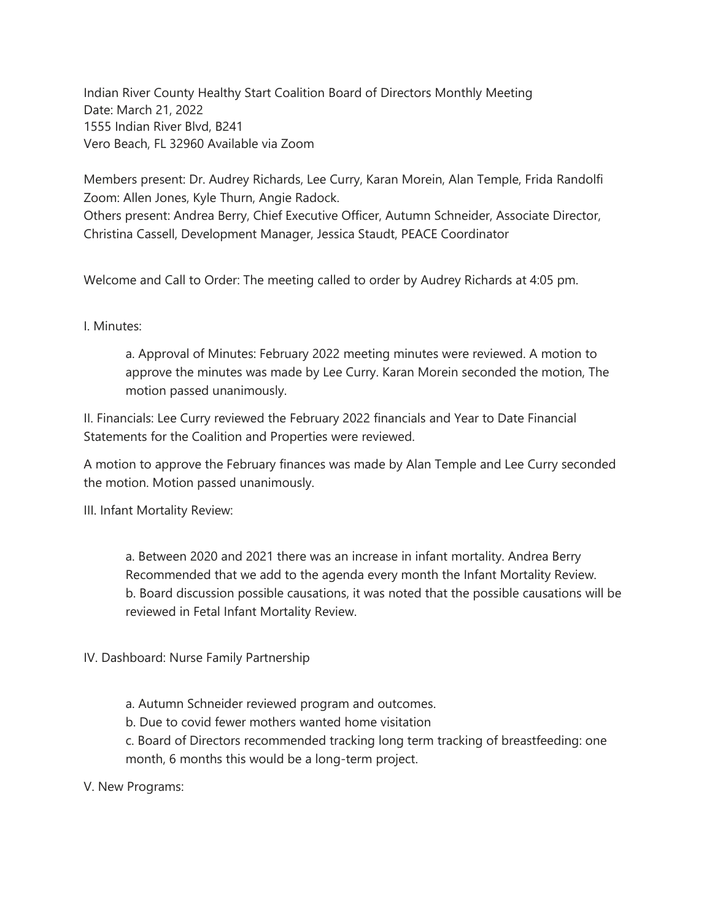Indian River County Healthy Start Coalition Board of Directors Monthly Meeting
Date: March 21, 2022
1555 Indian River Blvd, B241
Vero Beach, FL 32960 Available via Zoom

Members present: Dr. Audrey Richards, Lee Curry, Karan Morein, Alan Temple, Frida Randolfi
Zoom: Allen Jones, Kyle Thurn, Angie Radock.
Others present: Andrea Berry, Chief Executive Officer, Autumn Schneider, Associate Director, Christina Cassell, Development Manager, Jessica Staudt, PEACE Coordinator

Welcome and Call to Order: The meeting called to order by Audrey Richards at 4:05 pm.

I. Minutes:

a. Approval of Minutes: February 2022 meeting minutes were reviewed. A motion to approve the minutes was made by Lee Curry. Karan Morein seconded the motion, The motion passed unanimously.

II. Financials: Lee Curry reviewed the February 2022 financials and Year to Date Financial Statements for the Coalition and Properties were reviewed.

A motion to approve the February finances was made by Alan Temple and Lee Curry seconded the motion. Motion passed unanimously.

III. Infant Mortality Review:

a. Between 2020 and 2021 there was an increase in infant mortality. Andrea Berry Recommended that we add to the agenda every month the Infant Mortality Review.
b. Board discussion possible causations, it was noted that the possible causations will be reviewed in Fetal Infant Mortality Review.

IV. Dashboard: Nurse Family Partnership

a. Autumn Schneider reviewed program and outcomes.
b. Due to covid fewer mothers wanted home visitation
c. Board of Directors recommended tracking long term tracking of breastfeeding: one month, 6 months this would be a long-term project.

V. New Programs: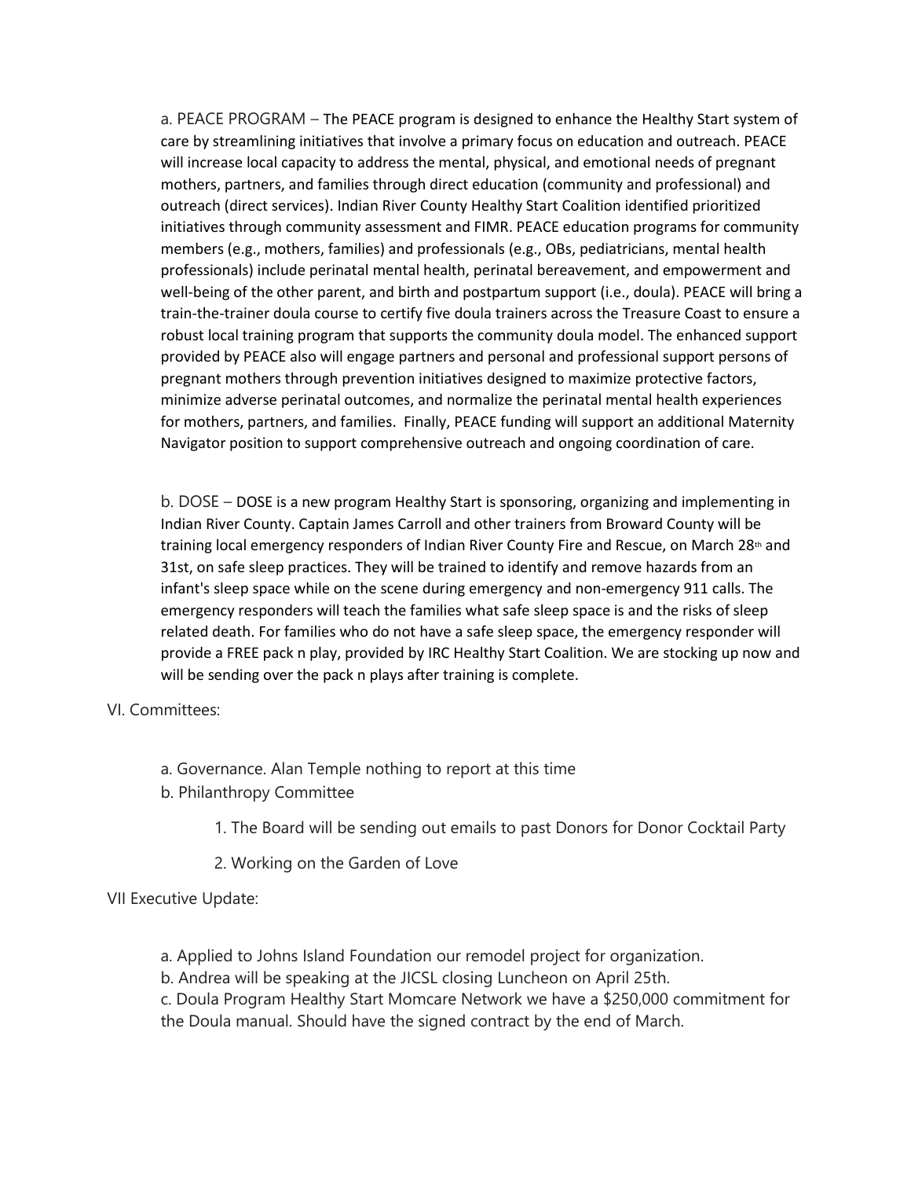a. PEACE PROGRAM – The PEACE program is designed to enhance the Healthy Start system of care by streamlining initiatives that involve a primary focus on education and outreach. PEACE will increase local capacity to address the mental, physical, and emotional needs of pregnant mothers, partners, and families through direct education (community and professional) and outreach (direct services). Indian River County Healthy Start Coalition identified prioritized initiatives through community assessment and FIMR. PEACE education programs for community members (e.g., mothers, families) and professionals (e.g., OBs, pediatricians, mental health professionals) include perinatal mental health, perinatal bereavement, and empowerment and well-being of the other parent, and birth and postpartum support (i.e., doula). PEACE will bring a train-the-trainer doula course to certify five doula trainers across the Treasure Coast to ensure a robust local training program that supports the community doula model. The enhanced support provided by PEACE also will engage partners and personal and professional support persons of pregnant mothers through prevention initiatives designed to maximize protective factors, minimize adverse perinatal outcomes, and normalize the perinatal mental health experiences for mothers, partners, and families. Finally, PEACE funding will support an additional Maternity Navigator position to support comprehensive outreach and ongoing coordination of care.

b. DOSE – DOSE is a new program Healthy Start is sponsoring, organizing and implementing in Indian River County. Captain James Carroll and other trainers from Broward County will be training local emergency responders of Indian River County Fire and Rescue, on March 28th and 31st, on safe sleep practices. They will be trained to identify and remove hazards from an infant's sleep space while on the scene during emergency and non-emergency 911 calls. The emergency responders will teach the families what safe sleep space is and the risks of sleep related death. For families who do not have a safe sleep space, the emergency responder will provide a FREE pack n play, provided by IRC Healthy Start Coalition. We are stocking up now and will be sending over the pack n plays after training is complete.

VI. Committees:

a. Governance. Alan Temple nothing to report at this time

b. Philanthropy Committee

1. The Board will be sending out emails to past Donors for Donor Cocktail Party
2. Working on the Garden of Love

VII Executive Update:

a. Applied to Johns Island Foundation our remodel project for organization.

b. Andrea will be speaking at the JICSL closing Luncheon on April 25th.

c. Doula Program Healthy Start Momcare Network we have a $250,000 commitment for the Doula manual. Should have the signed contract by the end of March.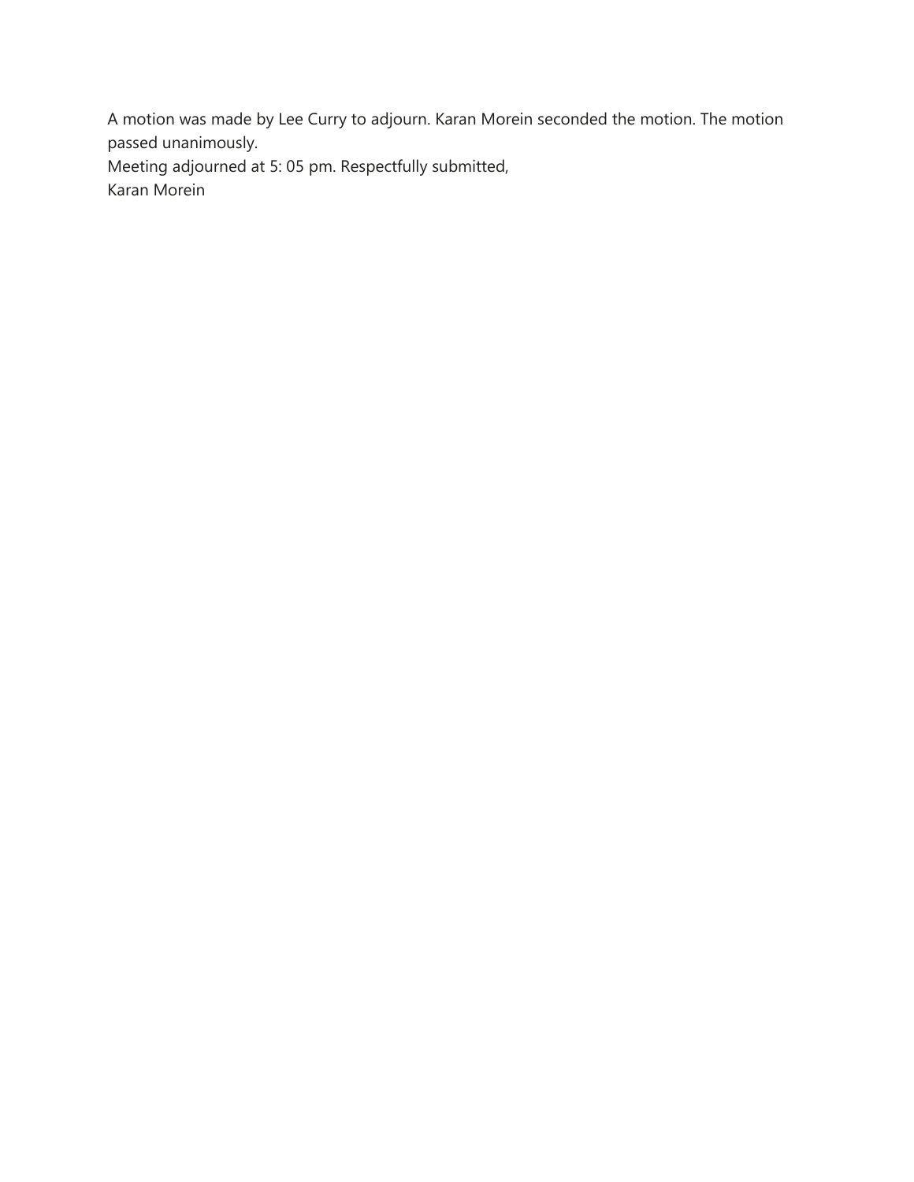A motion was made by Lee Curry to adjourn. Karan Morein seconded the motion. The motion passed unanimously.

Meeting adjourned at 5: 05 pm. Respectfully submitted,

Karan Morein